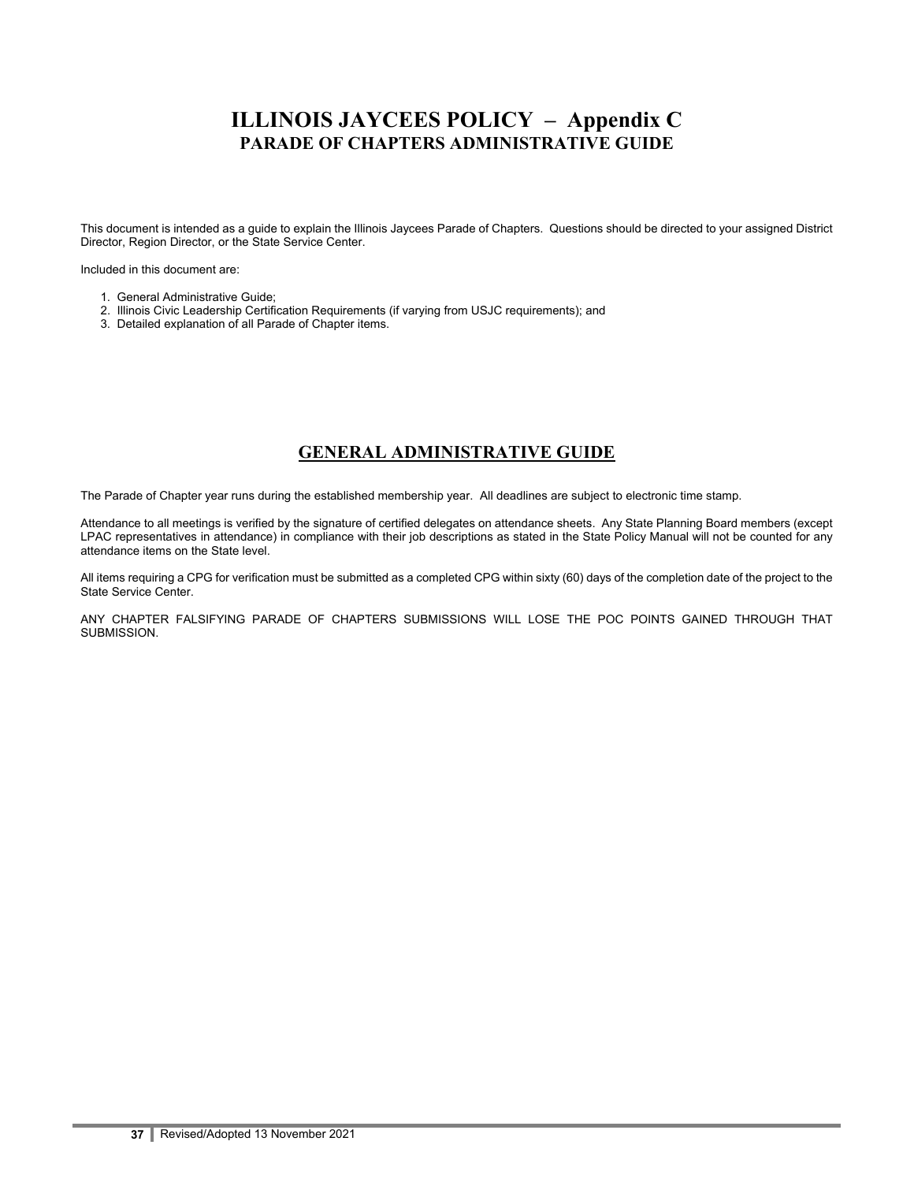# ILLINOIS JAYCEES POLICY – Appendix C

## PARADE OF CHAPTERS ADMINISTRATIVE GUIDE

This document is intended as a guide to explain the Illinois Jaycees Parade of Chapters. Questions should be directed to your assigned District Director, Region Director, or the State Service Center.

Included in this document are:

1. General Administrative Guide;
2. Illinois Civic Leadership Certification Requirements (if varying from USJC requirements); and
3. Detailed explanation of all Parade of Chapter items.

## GENERAL ADMINISTRATIVE GUIDE

The Parade of Chapter year runs during the established membership year. All deadlines are subject to electronic time stamp.

Attendance to all meetings is verified by the signature of certified delegates on attendance sheets. Any State Planning Board members (except LPAC representatives in attendance) in compliance with their job descriptions as stated in the State Policy Manual will not be counted for any attendance items on the State level.

All items requiring a CPG for verification must be submitted as a completed CPG within sixty (60) days of the completion date of the project to the State Service Center.

ANY CHAPTER FALSIFYING PARADE OF CHAPTERS SUBMISSIONS WILL LOSE THE POC POINTS GAINED THROUGH THAT SUBMISSION.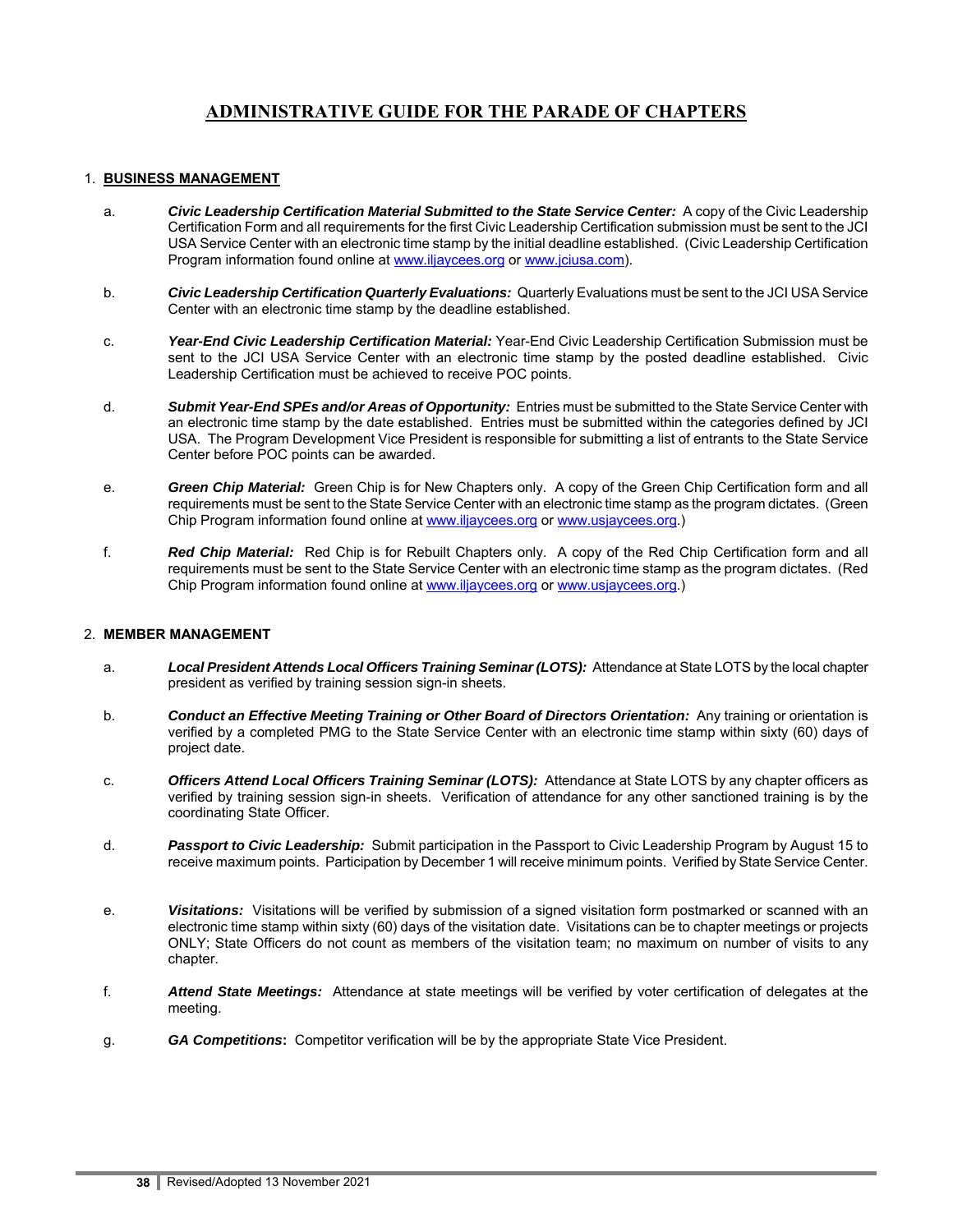# ADMINISTRATIVE GUIDE FOR THE PARADE OF CHAPTERS

1. **BUSINESS MANAGEMENT**

   a. ***Civic Leadership Certification Material Submitted to the State Service Center:*** A copy of the Civic Leadership Certification Form and all requirements for the first Civic Leadership Certification submission must be sent to the JCI USA Service Center with an electronic time stamp by the initial deadline established. (Civic Leadership Certification Program information found online at www.iljaycees.org or www.jciusa.com).

   b. ***Civic Leadership Certification Quarterly Evaluations:*** Quarterly Evaluations must be sent to the JCI USA Service Center with an electronic time stamp by the deadline established.

   c. ***Year-End Civic Leadership Certification Material:*** Year-End Civic Leadership Certification Submission must be sent to the JCI USA Service Center with an electronic time stamp by the posted deadline established. Civic Leadership Certification must be achieved to receive POC points.

   d. ***Submit Year-End SPEs and/or Areas of Opportunity:*** Entries must be submitted to the State Service Center with an electronic time stamp by the date established. Entries must be submitted within the categories defined by JCI USA. The Program Development Vice President is responsible for submitting a list of entrants to the State Service Center before POC points can be awarded.

   e. ***Green Chip Material:*** Green Chip is for New Chapters only. A copy of the Green Chip Certification form and all requirements must be sent to the State Service Center with an electronic time stamp as the program dictates. (Green Chip Program information found online at www.iljaycees.org or www.usjaycees.org.)

   f. ***Red Chip Material:*** Red Chip is for Rebuilt Chapters only. A copy of the Red Chip Certification form and all requirements must be sent to the State Service Center with an electronic time stamp as the program dictates. (Red Chip Program information found online at www.iljaycees.org or www.usjaycees.org.)

2. **MEMBER MANAGEMENT**

   a. ***Local President Attends Local Officers Training Seminar (LOTS):*** Attendance at State LOTS by the local chapter president as verified by training session sign-in sheets.

   b. ***Conduct an Effective Meeting Training or Other Board of Directors Orientation:*** Any training or orientation is verified by a completed PMG to the State Service Center with an electronic time stamp within sixty (60) days of project date.

   c. ***Officers Attend Local Officers Training Seminar (LOTS):*** Attendance at State LOTS by any chapter officers as verified by training session sign-in sheets. Verification of attendance for any other sanctioned training is by the coordinating State Officer.

   d. ***Passport to Civic Leadership:*** Submit participation in the Passport to Civic Leadership Program by August 15 to receive maximum points. Participation by December 1 will receive minimum points. Verified by State Service Center.

   e. ***Visitations:*** Visitations will be verified by submission of a signed visitation form postmarked or scanned with an electronic time stamp within sixty (60) days of the visitation date. Visitations can be to chapter meetings or projects ONLY; State Officers do not count as members of the visitation team; no maximum on number of visits to any chapter.

   f. ***Attend State Meetings:*** Attendance at state meetings will be verified by voter certification of delegates at the meeting.

   g. ***GA Competitions*:** Competitor verification will be by the appropriate State Vice President.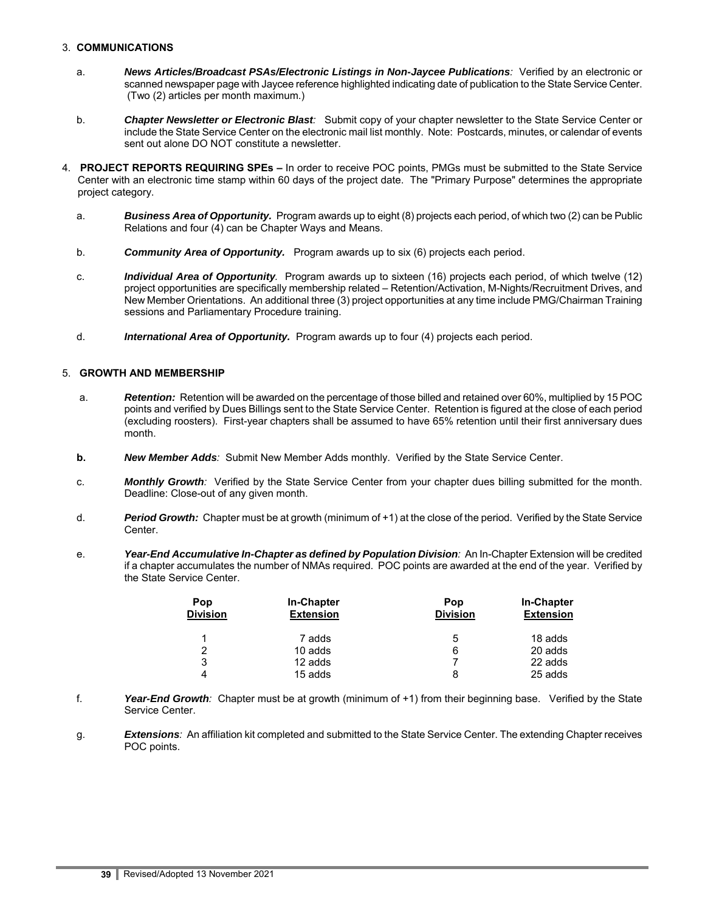3. **COMMUNICATIONS**

   a. ***News Articles/Broadcast PSAs/Electronic Listings in Non-Jaycee Publications****:* Verified by an electronic or scanned newspaper page with Jaycee reference highlighted indicating date of publication to the State Service Center. (Two (2) articles per month maximum.)

   b. ***Chapter Newsletter or Electronic Blast****:* Submit copy of your chapter newsletter to the State Service Center or include the State Service Center on the electronic mail list monthly. Note: Postcards, minutes, or calendar of events sent out alone DO NOT constitute a newsletter.

4. **PROJECT REPORTS REQUIRING SPEs –** In order to receive POC points, PMGs must be submitted to the State Service Center with an electronic time stamp within 60 days of the project date. The "Primary Purpose" determines the appropriate project category.

   a. ***Business Area of Opportunity.*** Program awards up to eight (8) projects each period, of which two (2) can be Public Relations and four (4) can be Chapter Ways and Means.

   b. ***Community Area of Opportunity.*** Program awards up to six (6) projects each period.

   c. ***Individual Area of Opportunity****.* Program awards up to sixteen (16) projects each period, of which twelve (12) project opportunities are specifically membership related – Retention/Activation, M-Nights/Recruitment Drives, and New Member Orientations. An additional three (3) project opportunities at any time include PMG/Chairman Training sessions and Parliamentary Procedure training.

   d. ***International Area of Opportunity.*** Program awards up to four (4) projects each period.

5. **GROWTH AND MEMBERSHIP**

   a. ***Retention:*** Retention will be awarded on the percentage of those billed and retained over 60%, multiplied by 15 POC points and verified by Dues Billings sent to the State Service Center. Retention is figured at the close of each period (excluding roosters). First-year chapters shall be assumed to have 65% retention until their first anniversary dues month.

   **b.** ***New Member Adds****:* Submit New Member Adds monthly. Verified by the State Service Center.

   c. ***Monthly Growth****:* Verified by the State Service Center from your chapter dues billing submitted for the month. Deadline: Close-out of any given month.

   d. ***Period Growth:*** Chapter must be at growth (minimum of +1) at the close of the period. Verified by the State Service Center.

   e. ***Year-End Accumulative In-Chapter as defined by Population Division****:* An In-Chapter Extension will be credited if a chapter accumulates the number of NMAs required. POC points are awarded at the end of the year. Verified by the State Service Center.

| Pop Division | In-Chapter Extension | Pop Division | In-Chapter Extension |
|---|---|---|---|
| 1 | 7 adds | 5 | 18 adds |
| 2 | 10 adds | 6 | 20 adds |
| 3 | 12 adds | 7 | 22 adds |
| 4 | 15 adds | 8 | 25 adds |

   f. ***Year-End Growth****:* Chapter must be at growth (minimum of +1) from their beginning base. Verified by the State Service Center.

   g. ***Extensions****:* An affiliation kit completed and submitted to the State Service Center. The extending Chapter receives POC points.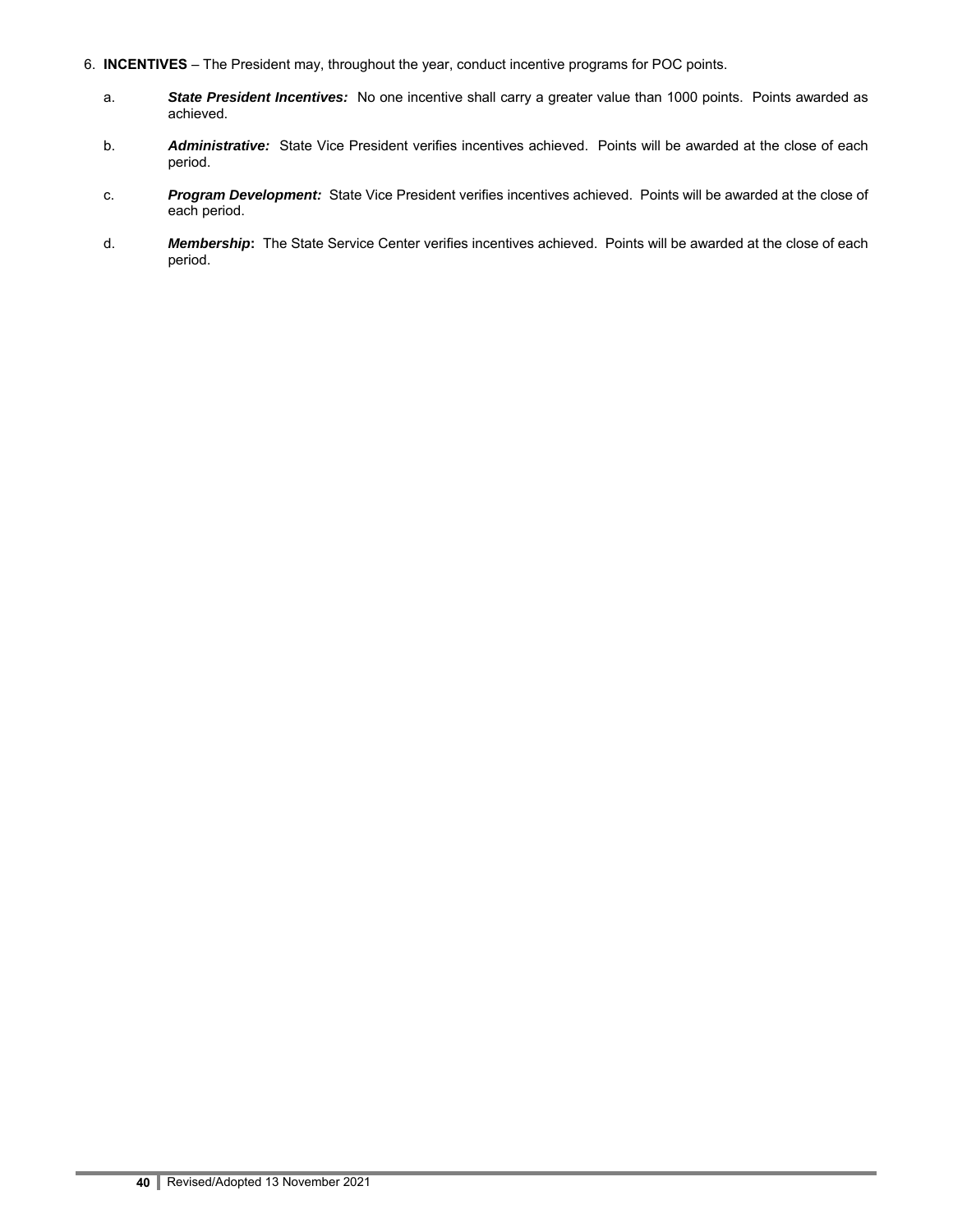6. **INCENTIVES** – The President may, throughout the year, conduct incentive programs for POC points.

   a. ***State President Incentives:*** No one incentive shall carry a greater value than 1000 points. Points awarded as achieved.

   b. ***Administrative:*** State Vice President verifies incentives achieved. Points will be awarded at the close of each period.

   c. ***Program Development:*** State Vice President verifies incentives achieved. Points will be awarded at the close of each period.

   d. ***Membership*****:** The State Service Center verifies incentives achieved. Points will be awarded at the close of each period.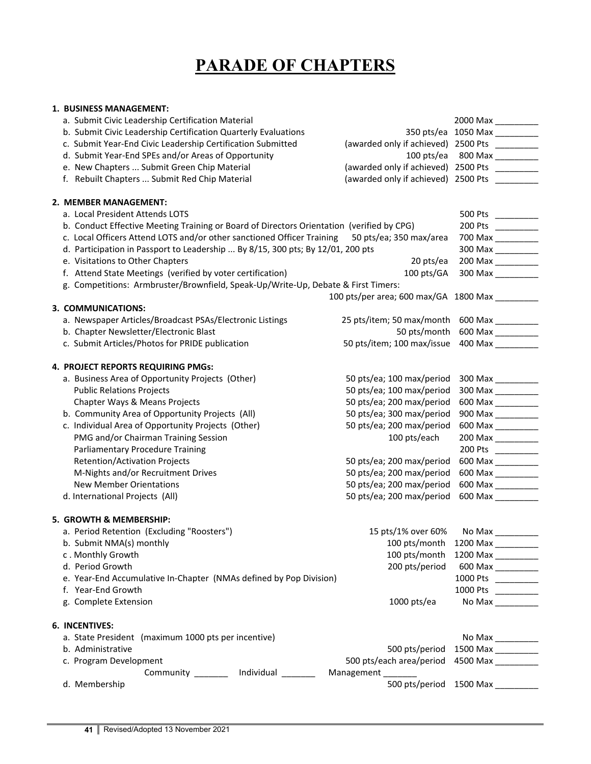# PARADE OF CHAPTERS

**1. BUSINESS MANAGEMENT:**

| | | | |
|---|---|---|---|
| a. Submit Civic Leadership Certification Material | | 2000 Max | _________ |
| b. Submit Civic Leadership Certification Quarterly Evaluations | 350 pts/ea | 1050 Max | _________ |
| c. Submit Year-End Civic Leadership Certification Submitted | (awarded only if achieved) | 2500 Pts | _________ |
| d. Submit Year-End SPEs and/or Areas of Opportunity | 100 pts/ea | 800 Max | _________ |
| e. New Chapters ... Submit Green Chip Material | (awarded only if achieved) | 2500 Pts | _________ |
| f. Rebuilt Chapters ... Submit Red Chip Material | (awarded only if achieved) | 2500 Pts | _________ |

**2. MEMBER MANAGEMENT:**

| | | | |
|---|---|---|---|
| a. Local President Attends LOTS | | 500 Pts | _________ |
| b. Conduct Effective Meeting Training or Board of Directors Orientation (verified by CPG) | | 200 Pts | _________ |
| c. Local Officers Attend LOTS and/or other sanctioned Officer Training | 50 pts/ea; 350 max/area | 700 Max | _________ |
| d. Participation in Passport to Leadership ... By 8/15, 300 pts; By 12/01, 200 pts | | 300 Max | _________ |
| e. Visitations to Other Chapters | 20 pts/ea | 200 Max | _________ |
| f. Attend State Meetings (verified by voter certification) | 100 pts/GA | 300 Max | _________ |
| g. Competitions: Armbruster/Brownfield, Speak-Up/Write-Up, Debate & First Timers: | 100 pts/per area; 600 max/GA | 1800 Max | _________ |

**3. COMMUNICATIONS:**

| | | | |
|---|---|---|---|
| a. Newspaper Articles/Broadcast PSAs/Electronic Listings | 25 pts/item; 50 max/month | 600 Max | _________ |
| b. Chapter Newsletter/Electronic Blast | 50 pts/month | 600 Max | _________ |
| c. Submit Articles/Photos for PRIDE publication | 50 pts/item; 100 max/issue | 400 Max | _________ |

**4. PROJECT REPORTS REQUIRING PMGs:**

| | | | |
|---|---|---|---|
| a. Business Area of Opportunity Projects (Other) | 50 pts/ea; 100 max/period | 300 Max | _________ |
| Public Relations Projects | 50 pts/ea; 100 max/period | 300 Max | _________ |
| Chapter Ways & Means Projects | 50 pts/ea; 200 max/period | 600 Max | _________ |
| b. Community Area of Opportunity Projects (All) | 50 pts/ea; 300 max/period | 900 Max | _________ |
| c. Individual Area of Opportunity Projects (Other) | 50 pts/ea; 200 max/period | 600 Max | _________ |
| PMG and/or Chairman Training Session | 100 pts/each | 200 Max | _________ |
| Parliamentary Procedure Training | | 200 Pts | _________ |
| Retention/Activation Projects | 50 pts/ea; 200 max/period | 600 Max | _________ |
| M-Nights and/or Recruitment Drives | 50 pts/ea; 200 max/period | 600 Max | _________ |
| New Member Orientations | 50 pts/ea; 200 max/period | 600 Max | _________ |
| d. International Projects (All) | 50 pts/ea; 200 max/period | 600 Max | _________ |

**5. GROWTH & MEMBERSHIP:**

| | | | |
|---|---|---|---|
| a. Period Retention (Excluding "Roosters") | 15 pts/1% over 60% | No Max | _________ |
| b. Submit NMA(s) monthly | 100 pts/month | 1200 Max | _________ |
| c . Monthly Growth | 100 pts/month | 1200 Max | _________ |
| d. Period Growth | 200 pts/period | 600 Max | _________ |
| e. Year-End Accumulative In-Chapter (NMAs defined by Pop Division) | | 1000 Pts | _________ |
| f. Year-End Growth | | 1000 Pts | _________ |
| g. Complete Extension | 1000 pts/ea | No Max | _________ |

**6. INCENTIVES:**

| | | | |
|---|---|---|---|
| a. State President (maximum 1000 pts per incentive) | | No Max | _________ |
| b. Administrative | 500 pts/period | 1500 Max | _________ |
| c. Program Development | 500 pts/each area/period | 4500 Max | _________ |
| Community _______ Individual _______ Management _______ | | | |
| d. Membership | 500 pts/period | 1500 Max | _________ |

Revised/Adopted 13 November 2021